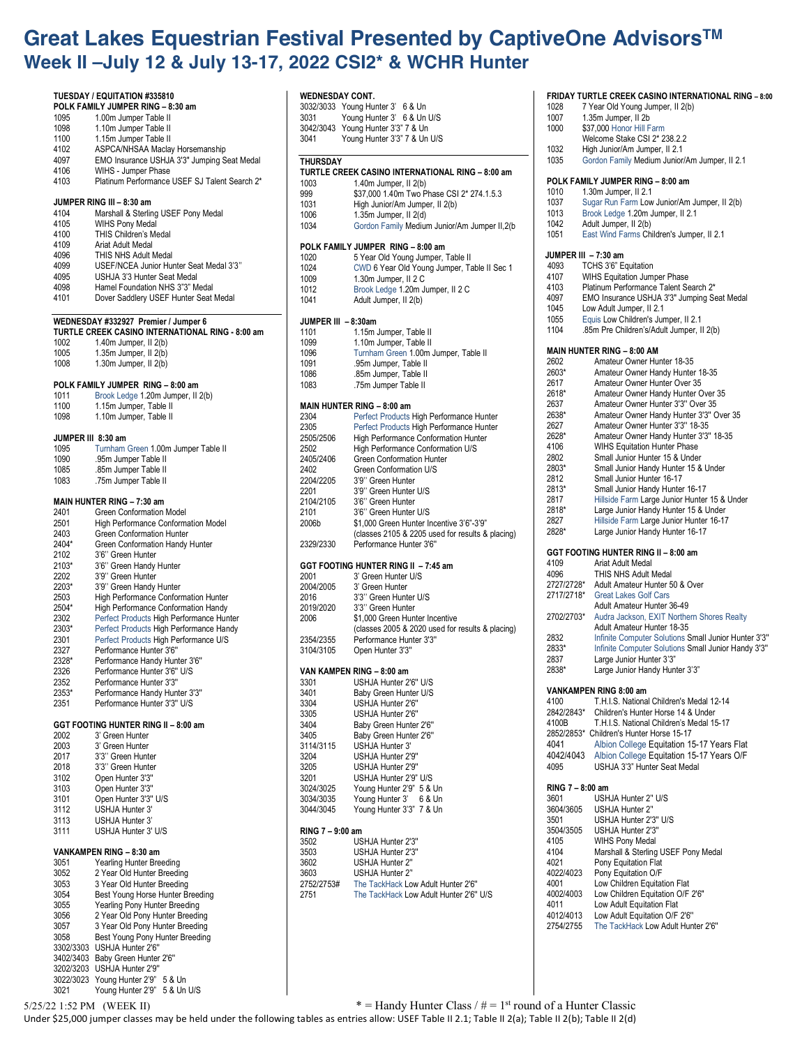# Great Lakes Equestrian Festival Presented by CaptiveOne Advisors™

## Week II –July 12 & July 13-17, 2022 CSI2* & WCHR Hunter

### TUESDAY / EQUITATION #335810

**POLK FAMILY JUMPER RING – 8:30 am**

| | |
|---|---|
| 1095 | 1.00m Jumper Table II |
| 1098 | 1.10m Jumper Table II |
| 1100 | 1.15m Jumper Table II |
| 4102 | ASPCA/NHSAA Maclay Horsemanship |
| 4097 | EMO Insurance USHJA 3'3" Jumping Seat Medal |
| 4106 | WIHS - Jumper Phase |
| 4103 | Platinum Performance USEF SJ Talent Search 2* |

**JUMPER RING III – 8:30 am**

| | |
|---|---|
| 4104 | Marshall & Sterling USEF Pony Medal |
| 4105 | WIHS Pony Medal |
| 4100 | THIS Children's Medal |
| 4109 | Ariat Adult Medal |
| 4096 | THIS NHS Adult Medal |
| 4099 | USEF/NCEA Junior Hunter Seat Medal 3'3" |
| 4095 | USHJA 3'3 Hunter Seat Medal |
| 4098 | Hamel Foundation NHS 3"3" Medal |
| 4101 | Dover Saddlery USEF Hunter Seat Medal |

### WEDNESDAY #332927 Premier / Jumper 6

**TURTLE CREEK CASINO INTERNATIONAL RING - 8:00 am**

| | |
|---|---|
| 1002 | 1.40m Jumper, II 2(b) |
| 1005 | 1.35m Jumper, II 2(b) |
| 1008 | 1.30m Jumper, II 2(b) |

**POLK FAMILY JUMPER RING – 8:00 am**

| | |
|---|---|
| 1011 | Brook Ledge 1.20m Jumper, II 2(b) |
| 1100 | 1.15m Jumper, Table II |
| 1098 | 1.10m Jumper, Table II |

**JUMPER III 8:30 am**

| | |
|---|---|
| 1095 | Turnham Green 1.00m Jumper Table II |
| 1090 | .95m Jumper Table II |
| 1085 | .85m Jumper Table II |
| 1083 | .75m Jumper Table II |

**MAIN HUNTER RING – 7:30 am**

| | |
|---|---|
| 2401 | Green Conformation Model |
| 2501 | High Performance Conformation Model |
| 2403 | Green Conformation Hunter |
| 2404* | Green Conformation Handy Hunter |
| 2102 | 3'6" Green Hunter |
| 2103* | 3'6" Green Handy Hunter |
| 2202 | 3'9" Green Hunter |
| 2203* | 3'9" Green Handy Hunter |
| 2503 | High Performance Conformation Hunter |
| 2504* | High Performance Conformation Handy |
| 2302 | Perfect Products High Performance Hunter |
| 2303* | Perfect Products High Performance Handy |
| 2301 | Perfect Products High Performance U/S |
| 2327 | Performance Hunter 3'6" |
| 2328* | Performance Handy Hunter 3'6" |
| 2326 | Performance Hunter 3'6" U/S |
| 2352 | Performance Hunter 3'3" |
| 2353* | Performance Handy Hunter 3'3" |
| 2351 | Performance Hunter 3'3" U/S |

**GGT FOOTING HUNTER RING II – 8:00 am**

| | |
|---|---|
| 2002 | 3' Green Hunter |
| 2003 | 3' Green Hunter |
| 2017 | 3'3" Green Hunter |
| 2018 | 3'3" Green Hunter |
| 3102 | Open Hunter 3'3" |
| 3103 | Open Hunter 3'3" |
| 3101 | Open Hunter 3'3" U/S |
| 3112 | USHJA Hunter 3' |
| 3113 | USHJA Hunter 3' |
| 3111 | USHJA Hunter 3' U/S |

**VANKAMPEN RING – 8:30 am**

| | |
|---|---|
| 3051 | Yearling Hunter Breeding |
| 3052 | 2 Year Old Hunter Breeding |
| 3053 | 3 Year Old Hunter Breeding |
| 3054 | Best Young Horse Hunter Breeding |
| 3055 | Yearling Pony Hunter Breeding |
| 3056 | 2 Year Old Pony Hunter Breeding |
| 3057 | 3 Year Old Pony Hunter Breeding |
| 3058 | Best Young Pony Hunter Breeding |
| 3302/3303 | USHJA Hunter 2'6" |
| 3402/3403 | Baby Green Hunter 2'6" |
| 3202/3203 | USHJA Hunter 2'9" |
| 3022/3023 | Young Hunter 2'9" 5 & Un |
| 3021 | Young Hunter 2'9" 5 & Un U/S |

**WEDNESDAY CONT.**

| | |
|---|---|
| 3032/3033 | Young Hunter 3' 6 & Un |
| 3031 | Young Hunter 3' 6 & Un U/S |
| 3042/3043 | Young Hunter 3'3" 7 & Un |
| 3041 | Young Hunter 3'3" 7 & Un U/S |

### THURSDAY

**TURTLE CREEK CASINO INTERNATIONAL RING – 8:00 am**

| | |
|---|---|
| 1003 | 1.40m Jumper, II 2(b) |
| 999 | $37,000 1.40m Two Phase CSI 2* 274.1.5.3 |
| 1031 | High Junior/Am Jumper, II 2(b) |
| 1006 | 1.35m Jumper, II 2(d) |
| 1034 | Gordon Family Medium Junior/Am Jumper II,2(b |

**POLK FAMILY JUMPER RING – 8:00 am**

| | |
|---|---|
| 1020 | 5 Year Old Young Jumper, Table II |
| 1024 | CWD 6 Year Old Young Jumper, Table II Sec 1 |
| 1009 | 1.30m Jumper, II 2 C |
| 1012 | Brook Ledge 1.20m Jumper, II 2 C |
| 1041 | Adult Jumper, II 2(b) |

**JUMPER III – 8:30am**

| | |
|---|---|
| 1101 | 1.15m Jumper, Table II |
| 1099 | 1.10m Jumper, Table II |
| 1096 | Turnham Green 1.00m Jumper, Table II |
| 1091 | .95m Jumper, Table II |
| 1086 | .85m Jumper, Table II |
| 1083 | .75m Jumper Table II |

**MAIN HUNTER RING – 8:00 am**

| | |
|---|---|
| 2304 | Perfect Products High Performance Hunter |
| 2305 | Perfect Products High Performance Hunter |
| 2505/2506 | High Performance Conformation Hunter |
| 2502 | High Performance Conformation U/S |
| 2405/2406 | Green Conformation Hunter |
| 2402 | Green Conformation U/S |
| 2204/2205 | 3'9" Green Hunter |
| 2201 | 3'9" Green Hunter U/S |
| 2104/2105 | 3'6" Green Hunter |
| 2101 | 3'6" Green Hunter U/S |
| 2006b | $1,000 Green Hunter Incentive 3'6"-3'9" (classes 2105 & 2205 used for results & placing) |
| 2329/2330 | Performance Hunter 3'6" |

**GGT FOOTING HUNTER RING II – 7:45 am**

| | |
|---|---|
| 2001 | 3' Green Hunter U/S |
| 2004/2005 | 3' Green Hunter |
| 2016 | 3'3" Green Hunter U/S |
| 2019/2020 | 3'3" Green Hunter |
| 2006 | $1,000 Green Hunter Incentive (classes 2005 & 2020 used for results & placing) |
| 2354/2355 | Performance Hunter 3'3" |
| 3104/3105 | Open Hunter 3'3" |

**VAN KAMPEN RING – 8:00 am**

| | |
|---|---|
| 3301 | USHJA Hunter 2'6" U/S |
| 3401 | Baby Green Hunter U/S |
| 3304 | USHJA Hunter 2'6" |
| 3305 | USHJA Hunter 2'6" |
| 3404 | Baby Green Hunter 2'6" |
| 3405 | Baby Green Hunter 2'6" |
| 3114/3115 | USHJA Hunter 3' |
| 3204 | USHJA Hunter 2'9" |
| 3205 | USHJA Hunter 2'9" |
| 3201 | USHJA Hunter 2'9" U/S |
| 3024/3025 | Young Hunter 2'9" 5 & Un |
| 3034/3035 | Young Hunter 3' 6 & Un |
| 3044/3045 | Young Hunter 3'3" 7 & Un |

**RING 7 – 9:00 am**

| | |
|---|---|
| 3502 | USHJA Hunter 2'3" |
| 3503 | USHJA Hunter 2'3" |
| 3602 | USHJA Hunter 2" |
| 3603 | USHJA Hunter 2" |
| 2752/2753# | The TackHack Low Adult Hunter 2'6" |
| 2751 | The TackHack Low Adult Hunter 2'6" U/S |

### FRIDAY

**TURTLE CREEK CASINO INTERNATIONAL RING – 8:00**

| | |
|---|---|
| 1028 | 7 Year Old Young Jumper, II 2(b) |
| 1007 | 1.35m Jumper, II 2b |
| 1000 | $37,000 Honor Hill Farm Welcome Stake CSI 2* 238.2.2 |
| 1032 | High Junior/Am Jumper, II 2.1 |
| 1035 | Gordon Family Medium Junior/Am Jumper, II 2.1 |

**POLK FAMILY JUMPER RING – 8:00 am**

| | |
|---|---|
| 1010 | 1.30m Jumper, II 2.1 |
| 1037 | Sugar Run Farm Low Junior/Am Jumper, II 2(b) |
| 1013 | Brook Ledge 1.20m Jumper, II 2.1 |
| 1042 | Adult Jumper, II 2(b) |
| 1051 | East Wind Farms Children's Jumper, II 2.1 |

**JUMPER III – 7:30 am**

| | |
|---|---|
| 4093 | TCHS 3'6" Equitation |
| 4107 | WIHS Equitation Jumper Phase |
| 4103 | Platinum Performance Talent Search 2* |
| 4097 | EMO Insurance USHJA 3'3" Jumping Seat Medal |
| 1045 | Low Adult Jumper, II 2.1 |
| 1055 | Equis Low Children's Jumper, II 2.1 |
| 1104 | .85m Pre Children's/Adult Jumper, II 2(b) |

**MAIN HUNTER RING – 8:00 AM**

| | |
|---|---|
| 2602 | Amateur Owner Hunter 18-35 |
| 2603* | Amateur Owner Handy Hunter 18-35 |
| 2617 | Amateur Owner Hunter Over 35 |
| 2618* | Amateur Owner Handy Hunter Over 35 |
| 2637 | Amateur Owner Hunter 3'3" Over 35 |
| 2638* | Amateur Owner Handy Hunter 3'3" Over 35 |
| 2627 | Amateur Owner Hunter 3'3" 18-35 |
| 2628* | Amateur Owner Handy Hunter 3'3" 18-35 |
| 4106 | WIHS Equitation Hunter Phase |
| 2802 | Small Junior Hunter 15 & Under |
| 2803* | Small Junior Handy Hunter 15 & Under |
| 2812 | Small Junior Hunter 16-17 |
| 2813* | Small Junior Handy Hunter 16-17 |
| 2817 | Hillside Farm Large Junior Hunter 15 & Under |
| 2818* | Large Junior Handy Hunter 15 & Under |
| 2827 | Hillside Farm Large Junior Hunter 16-17 |
| 2828* | Large Junior Handy Hunter 16-17 |

**GGT FOOTING HUNTER RING II – 8:00 am**

| | |
|---|---|
| 4109 | Ariat Adult Medal |
| 4096 | THIS NHS Adult Medal |
| 2727/2728* | Adult Amateur Hunter 50 & Over |
| 2717/2718* | Great Lakes Golf Cars Adult Amateur Hunter 36-49 |
| 2702/2703* | Audra Jackson, EXIT Northern Shores Realty Adult Amateur Hunter 18-35 |
| 2832 | Infinite Computer Solutions Small Junior Hunter 3'3" |
| 2833* | Infinite Computer Solutions Small Junior Handy 3'3" |
| 2837 | Large Junior Hunter 3'3" |
| 2838* | Large Junior Handy Hunter 3'3" |

**VANKAMPEN RING 8:00 am**

| | |
|---|---|
| 4100 | T.H.I.S. National Children's Medal 12-14 |
| 2842/2843* | Children's Hunter Horse 14 & Under |
| 4100B | T.H.I.S. National Children's Medal 15-17 |
| 2852/2853* | Children's Hunter Horse 15-17 |
| 4041 | Albion College Equitation 15-17 Years Flat |
| 4042/4043 | Albion College Equitation 15-17 Years O/F |
| 4095 | USHJA 3'3" Hunter Seat Medal |

**RING 7 – 8:00 am**

| | |
|---|---|
| 3601 | USHJA Hunter 2" U/S |
| 3604/3605 | USHJA Hunter 2" |
| 3501 | USHJA Hunter 2'3" U/S |
| 3504/3505 | USHJA Hunter 2'3" |
| 4105 | WIHS Pony Medal |
| 4104 | Marshall & Sterling USEF Pony Medal |
| 4021 | Pony Equitation Flat |
| 4022/4023 | Pony Equitation O/F |
| 4001 | Low Children Equitation Flat |
| 4002/4003 | Low Children Equitation O/F 2'6" |
| 4011 | Low Adult Equitation Flat |
| 4012/4013 | Low Adult Equitation O/F 2'6" |
| 2754/2755 | The TackHack Low Adult Hunter 2'6" |

5/25/22 1:52 PM (WEEK II)

\* = Handy Hunter Class / # = 1st round of a Hunter Classic

Under $25,000 jumper classes may be held under the following tables as entries allow: USEF Table II 2.1; Table II 2(a); Table II 2(b); Table II 2(d)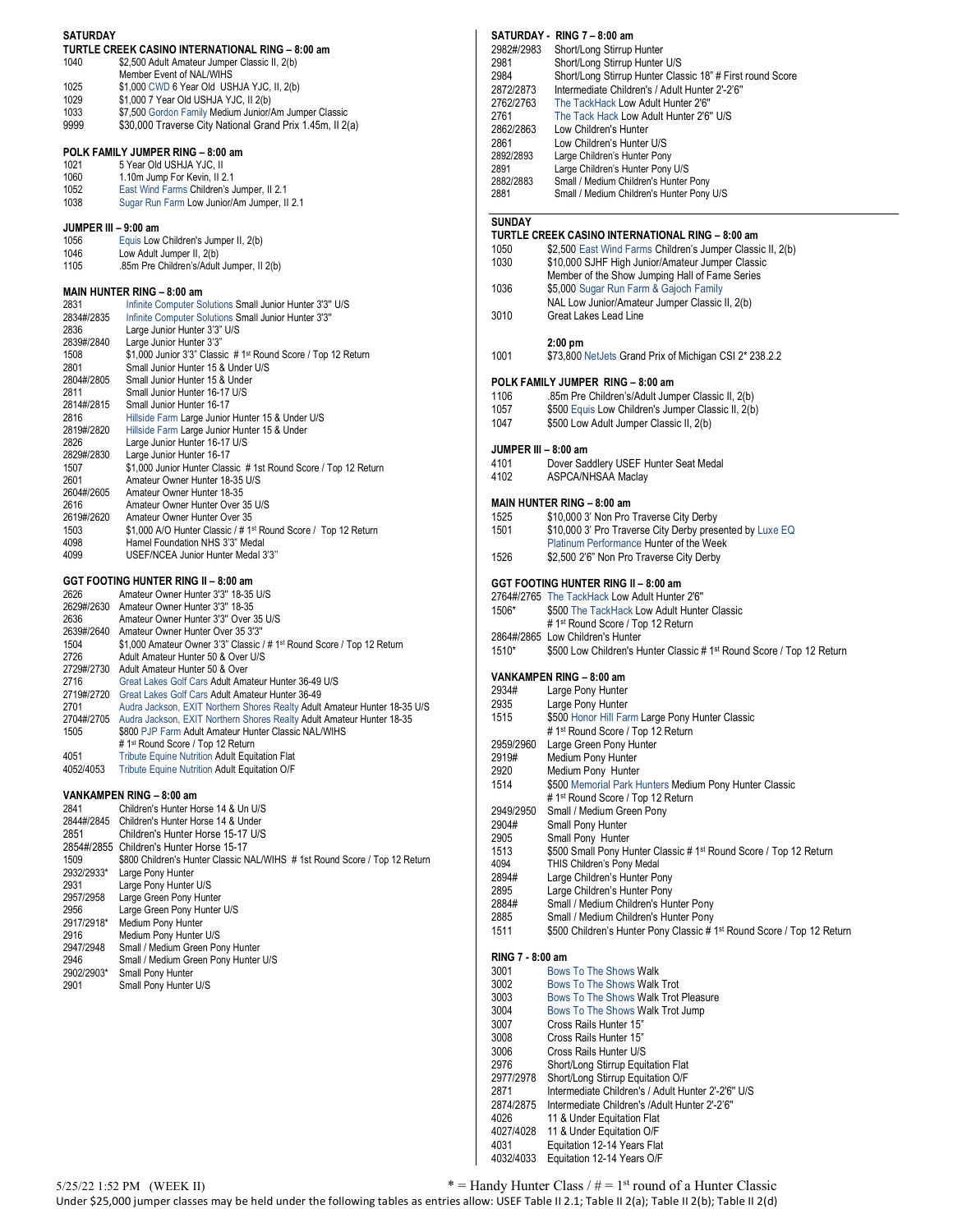## SATURDAY

### TURTLE CREEK CASINO INTERNATIONAL RING – 8:00 am

| | |
|---|---|
| 1040 | $2,500 Adult Amateur Jumper Classic II, 2(b) Member Event of NAL/WIHS |
| 1025 | $1,000 CWD 6 Year Old USHJA YJC, II, 2(b) |
| 1029 | $1,000 7 Year Old USHJA YJC, II 2(b) |
| 1033 | $7,500 Gordon Family Medium Junior/Am Jumper Classic |
| 9999 | $30,000 Traverse City National Grand Prix 1.45m, II 2(a) |

### POLK FAMILY JUMPER RING – 8:00 am

| | |
|---|---|
| 1021 | 5 Year Old USHJA YJC, II |
| 1060 | 1.10m Jump For Kevin, II 2.1 |
| 1052 | East Wind Farms Children's Jumper, II 2.1 |
| 1038 | Sugar Run Farm Low Junior/Am Jumper, II 2.1 |

### JUMPER III – 9:00 am

| | |
|---|---|
| 1056 | Equis Low Children's Jumper II, 2(b) |
| 1046 | Low Adult Jumper II, 2(b) |
| 1105 | .85m Pre Children's/Adult Jumper, II 2(b) |

### MAIN HUNTER RING – 8:00 am

| | |
|---|---|
| 2831 | Infinite Computer Solutions Small Junior Hunter 3'3" U/S |
| 2834#/2835 | Infinite Computer Solutions Small Junior Hunter 3'3" |
| 2836 | Large Junior Hunter 3'3" U/S |
| 2839#/2840 | Large Junior Hunter 3'3" |
| 1508 | $1,000 Junior 3'3" Classic # 1st Round Score / Top 12 Return |
| 2801 | Small Junior Hunter 15 & Under U/S |
| 2804#/2805 | Small Junior Hunter 15 & Under |
| 2811 | Small Junior Hunter 16-17 U/S |
| 2814#/2815 | Small Junior Hunter 16-17 |
| 2816 | Hillside Farm Large Junior Hunter 15 & Under U/S |
| 2819#/2820 | Hillside Farm Large Junior Hunter 15 & Under |
| 2826 | Large Junior Hunter 16-17 U/S |
| 2829#/2830 | Large Junior Hunter 16-17 |
| 1507 | $1,000 Junior Hunter Classic # 1st Round Score / Top 12 Return |
| 2601 | Amateur Owner Hunter 18-35 U/S |
| 2604#/2605 | Amateur Owner Hunter 18-35 |
| 2616 | Amateur Owner Hunter Over 35 U/S |
| 2619#/2620 | Amateur Owner Hunter Over 35 |
| 1503 | $1,000 A/O Hunter Classic / # 1st Round Score / Top 12 Return |
| 4098 | Hamel Foundation NHS 3'3" Medal |
| 4099 | USEF/NCEA Junior Hunter Medal 3'3" |

### GGT FOOTING HUNTER RING II – 8:00 am

| | |
|---|---|
| 2626 | Amateur Owner Hunter 3'3" 18-35 U/S |
| 2629#/2630 | Amateur Owner Hunter 3'3" 18-35 |
| 2636 | Amateur Owner Hunter 3'3" Over 35 U/S |
| 2639#/2640 | Amateur Owner Hunter Over 35 3'3" |
| 1504 | $1,000 Amateur Owner 3'3" Classic / # 1st Round Score / Top 12 Return |
| 2726 | Adult Amateur Hunter 50 & Over U/S |
| 2729#/2730 | Adult Amateur Hunter 50 & Over |
| 2716 | Great Lakes Golf Cars Adult Amateur Hunter 36-49 U/S |
| 2719#/2720 | Great Lakes Golf Cars Adult Amateur Hunter 36-49 |
| 2701 | Audra Jackson, EXIT Northern Shores Realty Adult Amateur Hunter 18-35 U/S |
| 2704#/2705 | Audra Jackson, EXIT Northern Shores Realty Adult Amateur Hunter 18-35 |
| 1505 | $800 PJP Farm Adult Amateur Hunter Classic NAL/WIHS # 1st Round Score / Top 12 Return |
| 4051 | Tribute Equine Nutrition Adult Equitation Flat |
| 4052/4053 | Tribute Equine Nutrition Adult Equitation O/F |

### VANKAMPEN RING – 8:00 am

| | |
|---|---|
| 2841 | Children's Hunter Horse 14 & Un U/S |
| 2844#/2845 | Children's Hunter Horse 14 & Under |
| 2851 | Children's Hunter Horse 15-17 U/S |
| 2854#/2855 | Children's Hunter Horse 15-17 |
| 1509 | $800 Children's Hunter Classic NAL/WIHS # 1st Round Score / Top 12 Return |
| 2932/2933* | Large Pony Hunter |
| 2931 | Large Pony Hunter U/S |
| 2957/2958 | Large Green Pony Hunter |
| 2956 | Large Green Pony Hunter U/S |
| 2917/2918* | Medium Pony Hunter |
| 2916 | Medium Pony Hunter U/S |
| 2947/2948 | Small / Medium Green Pony Hunter |
| 2946 | Small / Medium Green Pony Hunter U/S |
| 2902/2903* | Small Pony Hunter |
| 2901 | Small Pony Hunter U/S |

### SATURDAY - RING 7 – 8:00 am

| | |
|---|---|
| 2982#/2983 | Short/Long Stirrup Hunter |
| 2981 | Short/Long Stirrup Hunter U/S |
| 2984 | Short/Long Stirrup Hunter Classic 18" # First round Score |
| 2872/2873 | Intermediate Children's / Adult Hunter 2'-2'6" |
| 2762/2763 | The TackHack Low Adult Hunter 2'6" |
| 2761 | The Tack Hack Low Adult Hunter 2'6" U/S |
| 2862/2863 | Low Children's Hunter |
| 2861 | Low Children's Hunter U/S |
| 2892/2893 | Large Children's Hunter Pony |
| 2891 | Large Children's Hunter Pony U/S |
| 2882/2883 | Small / Medium Children's Hunter Pony |
| 2881 | Small / Medium Children's Hunter Pony U/S |

## SUNDAY

### TURTLE CREEK CASINO INTERNATIONAL RING – 8:00 am

| | |
|---|---|
| 1050 | $2,500 East Wind Farms Children's Jumper Classic II, 2(b) |
| 1030 | $10,000 SJHF High Junior/Amateur Jumper Classic Member of the Show Jumping Hall of Fame Series |
| 1036 | $5,000 Sugar Run Farm & Gajoch Family NAL Low Junior/Amateur Jumper Classic II, 2(b) |
| 3010 | Great Lakes Lead Line |

**2:00 pm**

| | |
|---|---|
| 1001 | $73,800 NetJets Grand Prix of Michigan CSI 2* 238.2.2 |

### POLK FAMILY JUMPER RING – 8:00 am

| | |
|---|---|
| 1106 | .85m Pre Children's/Adult Jumper Classic II, 2(b) |
| 1057 | $500 Equis Low Children's Jumper Classic II, 2(b) |
| 1047 | $500 Low Adult Jumper Classic II, 2(b) |

### JUMPER III – 8:00 am

| | |
|---|---|
| 4101 | Dover Saddlery USEF Hunter Seat Medal |
| 4102 | ASPCA/NHSAA Maclay |

### MAIN HUNTER RING – 8:00 am

| | |
|---|---|
| 1525 | $10,000 3' Non Pro Traverse City Derby |
| 1501 | $10,000 3' Pro Traverse City Derby presented by Luxe EQ Platinum Performance Hunter of the Week |
| 1526 | $2,500 2'6" Non Pro Traverse City Derby |

### GGT FOOTING HUNTER RING II – 8:00 am

| | |
|---|---|
| 2764#/2765 | The TackHack Low Adult Hunter 2'6" |
| 1506* | $500 The TackHack Low Adult Hunter Classic # 1st Round Score / Top 12 Return |
| 2864#/2865 | Low Children's Hunter |
| 1510* | $500 Low Children's Hunter Classic # 1st Round Score / Top 12 Return |

### VANKAMPEN RING – 8:00 am

| | |
|---|---|
| 2934# | Large Pony Hunter |
| 2935 | Large Pony Hunter |
| 1515 | $500 Honor Hill Farm Large Pony Hunter Classic # 1st Round Score / Top 12 Return |
| 2959/2960 | Large Green Pony Hunter |
| 2919# | Medium Pony Hunter |
| 2920 | Medium Pony Hunter |
| 1514 | $500 Memorial Park Hunters Medium Pony Hunter Classic # 1st Round Score / Top 12 Return |
| 2949/2950 | Small / Medium Green Pony |
| 2904# | Small Pony Hunter |
| 2905 | Small Pony Hunter |
| 1513 | $500 Small Pony Hunter Classic # 1st Round Score / Top 12 Return |
| 4094 | THIS Children's Pony Medal |
| 2894# | Large Children's Hunter Pony |
| 2895 | Large Children's Hunter Pony |
| 2884# | Small / Medium Children's Hunter Pony |
| 2885 | Small / Medium Children's Hunter Pony |
| 1511 | $500 Children's Hunter Pony Classic # 1st Round Score / Top 12 Return |

### RING 7 - 8:00 am

| | |
|---|---|
| 3001 | Bows To The Shows Walk |
| 3002 | Bows To The Shows Walk Trot |
| 3003 | Bows To The Shows Walk Trot Pleasure |
| 3004 | Bows To The Shows Walk Trot Jump |
| 3007 | Cross Rails Hunter 15" |
| 3008 | Cross Rails Hunter 15" |
| 3006 | Cross Rails Hunter U/S |
| 2976 | Short/Long Stirrup Equitation Flat |
| 2977/2978 | Short/Long Stirrup Equitation O/F |
| 2871 | Intermediate Children's / Adult Hunter 2'-2'6" U/S |
| 2874/2875 | Intermediate Children's /Adult Hunter 2'-2'6" |
| 4026 | 11 & Under Equitation Flat |
| 4027/4028 | 11 & Under Equitation O/F |
| 4031 | Equitation 12-14 Years Flat |
| 4032/4033 | Equitation 12-14 Years O/F |

5/25/22 1:52 PM (WEEK II)

\* = Handy Hunter Class / # = 1st round of a Hunter Classic

Under $25,000 jumper classes may be held under the following tables as entries allow: USEF Table II 2.1; Table II 2(a); Table II 2(b); Table II 2(d)